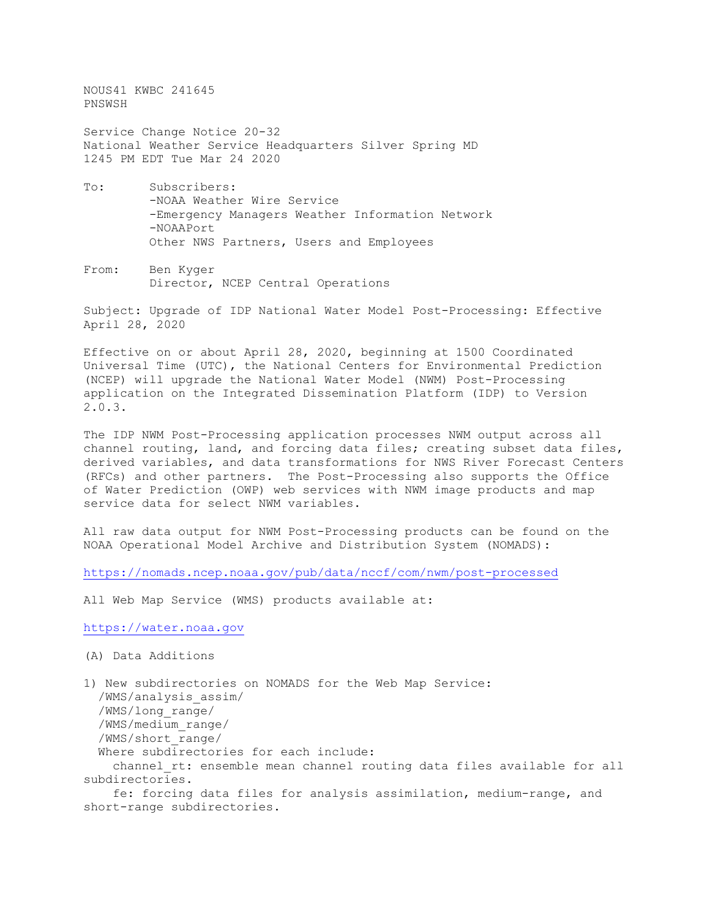NOUS41 KWBC 241645
PNSWSH

Service Change Notice 20-32
National Weather Service Headquarters Silver Spring MD
1245 PM EDT Tue Mar 24 2020

To: Subscribers:
-NOAA Weather Wire Service
-Emergency Managers Weather Information Network
-NOAAPort
Other NWS Partners, Users and Employees

From: Ben Kyger
Director, NCEP Central Operations

Subject: Upgrade of IDP National Water Model Post-Processing: Effective April 28, 2020

Effective on or about April 28, 2020, beginning at 1500 Coordinated Universal Time (UTC), the National Centers for Environmental Prediction (NCEP) will upgrade the National Water Model (NWM) Post-Processing application on the Integrated Dissemination Platform (IDP) to Version 2.0.3.

The IDP NWM Post-Processing application processes NWM output across all channel routing, land, and forcing data files; creating subset data files, derived variables, and data transformations for NWS River Forecast Centers (RFCs) and other partners. The Post-Processing also supports the Office of Water Prediction (OWP) web services with NWM image products and map service data for select NWM variables.

All raw data output for NWM Post-Processing products can be found on the NOAA Operational Model Archive and Distribution System (NOMADS):

https://nomads.ncep.noaa.gov/pub/data/nccf/com/nwm/post-processed

All Web Map Service (WMS) products available at:

https://water.noaa.gov

(A) Data Additions

1) New subdirectories on NOMADS for the Web Map Service:
/WMS/analysis_assim/
/WMS/long_range/
/WMS/medium_range/
/WMS/short_range/
Where subdirectories for each include:
channel_rt: ensemble mean channel routing data files available for all subdirectories.
fe: forcing data files for analysis assimilation, medium-range, and short-range subdirectories.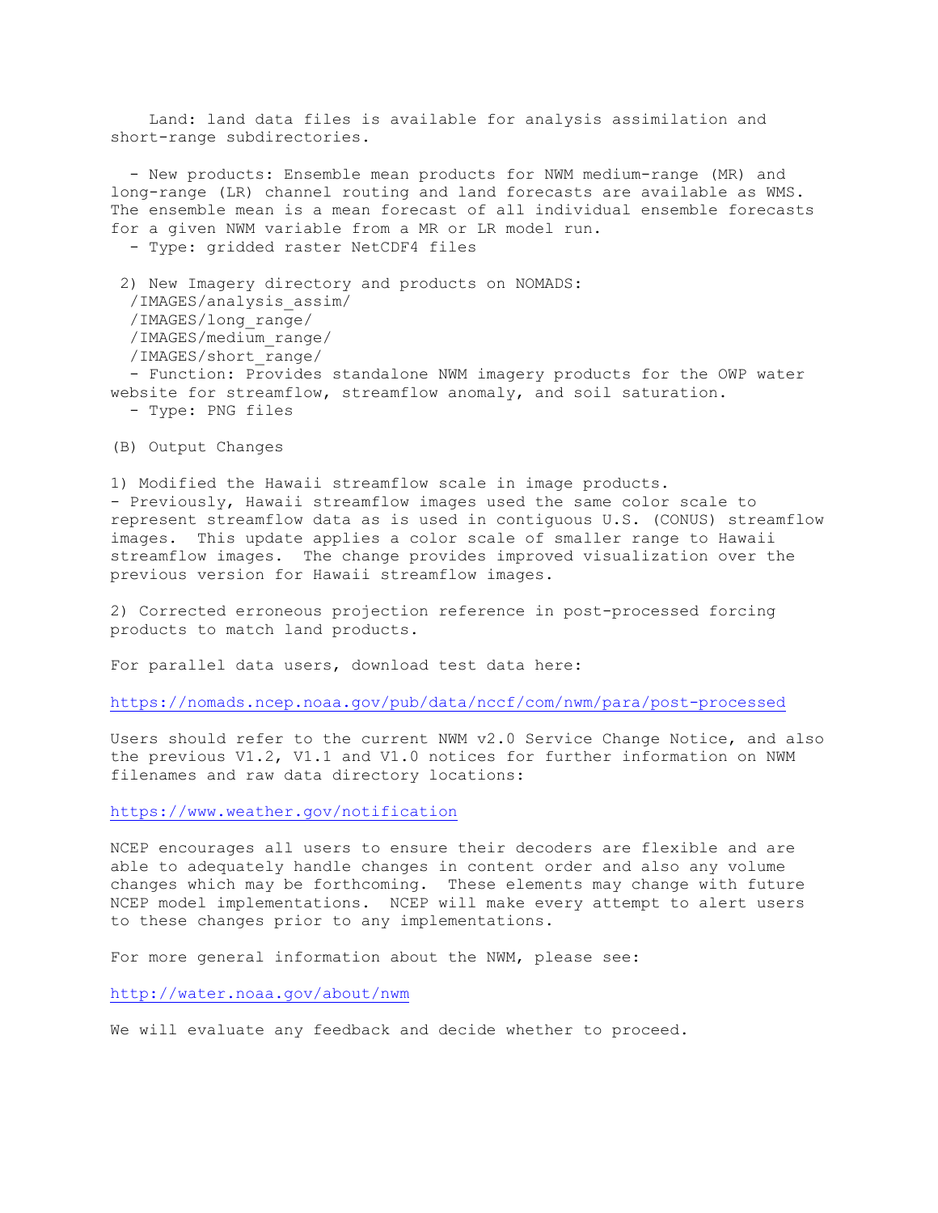Land: land data files is available for analysis assimilation and short-range subdirectories.

- New products: Ensemble mean products for NWM medium-range (MR) and long-range (LR) channel routing and land forecasts are available as WMS. The ensemble mean is a mean forecast of all individual ensemble forecasts for a given NWM variable from a MR or LR model run.
- Type: gridded raster NetCDF4 files

2) New Imagery directory and products on NOMADS:
   /IMAGES/analysis_assim/
   /IMAGES/long_range/
   /IMAGES/medium_range/
   /IMAGES/short_range/
   - Function: Provides standalone NWM imagery products for the OWP water website for streamflow, streamflow anomaly, and soil saturation.
   - Type: PNG files

(B) Output Changes

1) Modified the Hawaii streamflow scale in image products.
- Previously, Hawaii streamflow images used the same color scale to represent streamflow data as is used in contiguous U.S. (CONUS) streamflow images. This update applies a color scale of smaller range to Hawaii streamflow images. The change provides improved visualization over the previous version for Hawaii streamflow images.

2) Corrected erroneous projection reference in post-processed forcing products to match land products.

For parallel data users, download test data here:

https://nomads.ncep.noaa.gov/pub/data/nccf/com/nwm/para/post-processed

Users should refer to the current NWM v2.0 Service Change Notice, and also the previous V1.2, V1.1 and V1.0 notices for further information on NWM filenames and raw data directory locations:

https://www.weather.gov/notification

NCEP encourages all users to ensure their decoders are flexible and are able to adequately handle changes in content order and also any volume changes which may be forthcoming. These elements may change with future NCEP model implementations. NCEP will make every attempt to alert users to these changes prior to any implementations.

For more general information about the NWM, please see:

http://water.noaa.gov/about/nwm

We will evaluate any feedback and decide whether to proceed.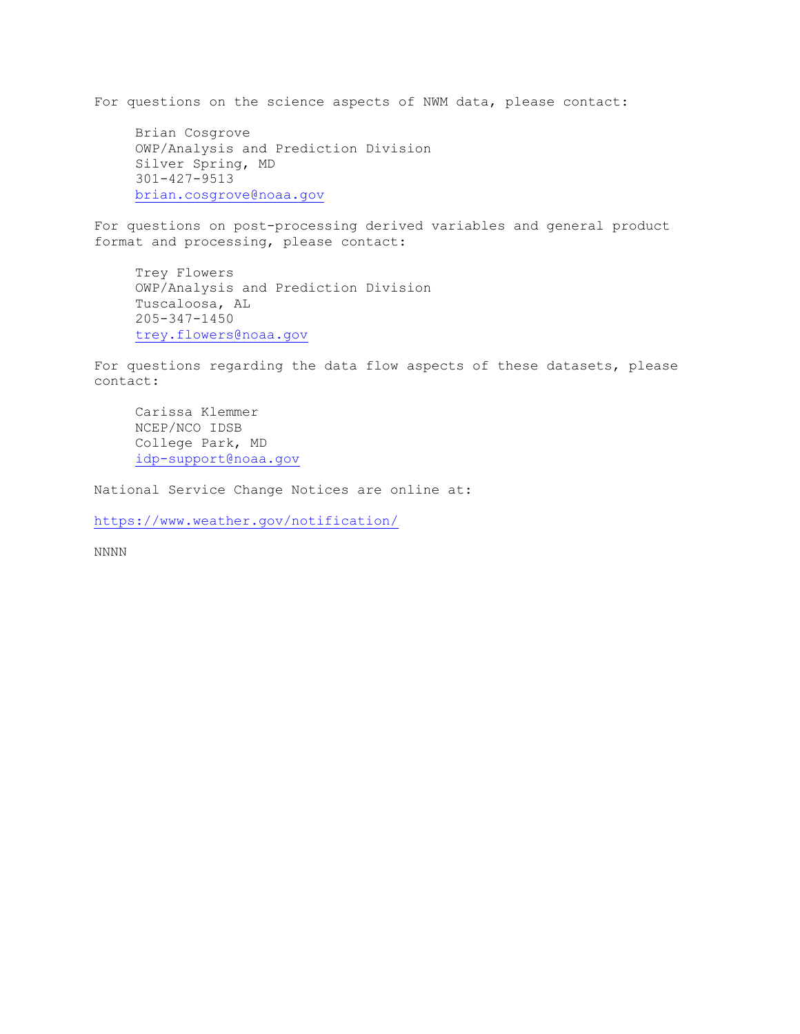For questions on the science aspects of NWM data, please contact:

Brian Cosgrove
OWP/Analysis and Prediction Division
Silver Spring, MD
301-427-9513
brian.cosgrove@noaa.gov

For questions on post-processing derived variables and general product format and processing, please contact:

Trey Flowers
OWP/Analysis and Prediction Division
Tuscaloosa, AL
205-347-1450
trey.flowers@noaa.gov

For questions regarding the data flow aspects of these datasets, please contact:

Carissa Klemmer
NCEP/NCO IDSB
College Park, MD
idp-support@noaa.gov

National Service Change Notices are online at:

https://www.weather.gov/notification/

NNNN